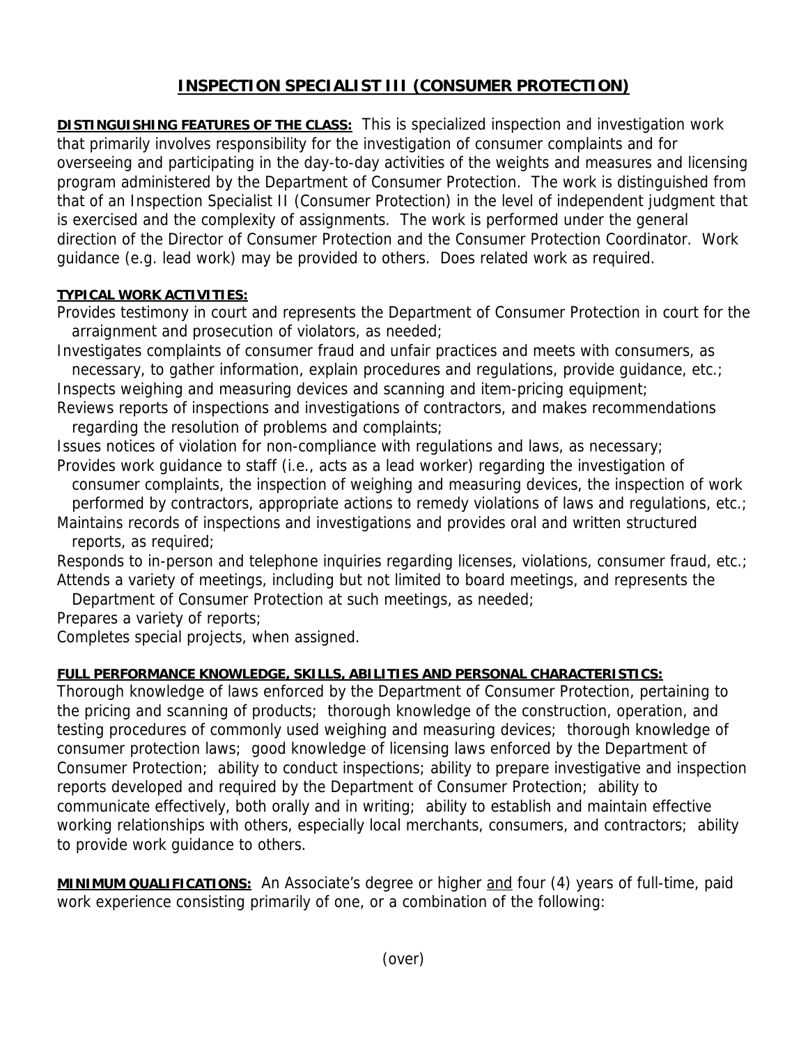# INSPECTION SPECIALIST III (CONSUMER PROTECTION)

**DISTINGUISHING FEATURES OF THE CLASS:** This is specialized inspection and investigation work that primarily involves responsibility for the investigation of consumer complaints and for overseeing and participating in the day-to-day activities of the weights and measures and licensing program administered by the Department of Consumer Protection. The work is distinguished from that of an Inspection Specialist II (Consumer Protection) in the level of independent judgment that is exercised and the complexity of assignments. The work is performed under the general direction of the Director of Consumer Protection and the Consumer Protection Coordinator. Work guidance (e.g. lead work) may be provided to others. Does related work as required.

**TYPICAL WORK ACTIVITIES:**

Provides testimony in court and represents the Department of Consumer Protection in court for the arraignment and prosecution of violators, as needed;

Investigates complaints of consumer fraud and unfair practices and meets with consumers, as necessary, to gather information, explain procedures and regulations, provide guidance, etc.;

Inspects weighing and measuring devices and scanning and item-pricing equipment;

Reviews reports of inspections and investigations of contractors, and makes recommendations regarding the resolution of problems and complaints;

Issues notices of violation for non-compliance with regulations and laws, as necessary;

Provides work guidance to staff (i.e., acts as a lead worker) regarding the investigation of consumer complaints, the inspection of weighing and measuring devices, the inspection of work performed by contractors, appropriate actions to remedy violations of laws and regulations, etc.;

Maintains records of inspections and investigations and provides oral and written structured reports, as required;

Responds to in-person and telephone inquiries regarding licenses, violations, consumer fraud, etc.;

Attends a variety of meetings, including but not limited to board meetings, and represents the Department of Consumer Protection at such meetings, as needed;

Prepares a variety of reports;

Completes special projects, when assigned.

**FULL PERFORMANCE KNOWLEDGE, SKILLS, ABILITIES AND PERSONAL CHARACTERISTICS:**

Thorough knowledge of laws enforced by the Department of Consumer Protection, pertaining to the pricing and scanning of products; thorough knowledge of the construction, operation, and testing procedures of commonly used weighing and measuring devices; thorough knowledge of consumer protection laws; good knowledge of licensing laws enforced by the Department of Consumer Protection; ability to conduct inspections; ability to prepare investigative and inspection reports developed and required by the Department of Consumer Protection; ability to communicate effectively, both orally and in writing; ability to establish and maintain effective working relationships with others, especially local merchants, consumers, and contractors; ability to provide work guidance to others.

**MINIMUM QUALIFICATIONS:** An Associate's degree or higher <u>and</u> four (4) years of full-time, paid work experience consisting primarily of one, or a combination of the following:

(over)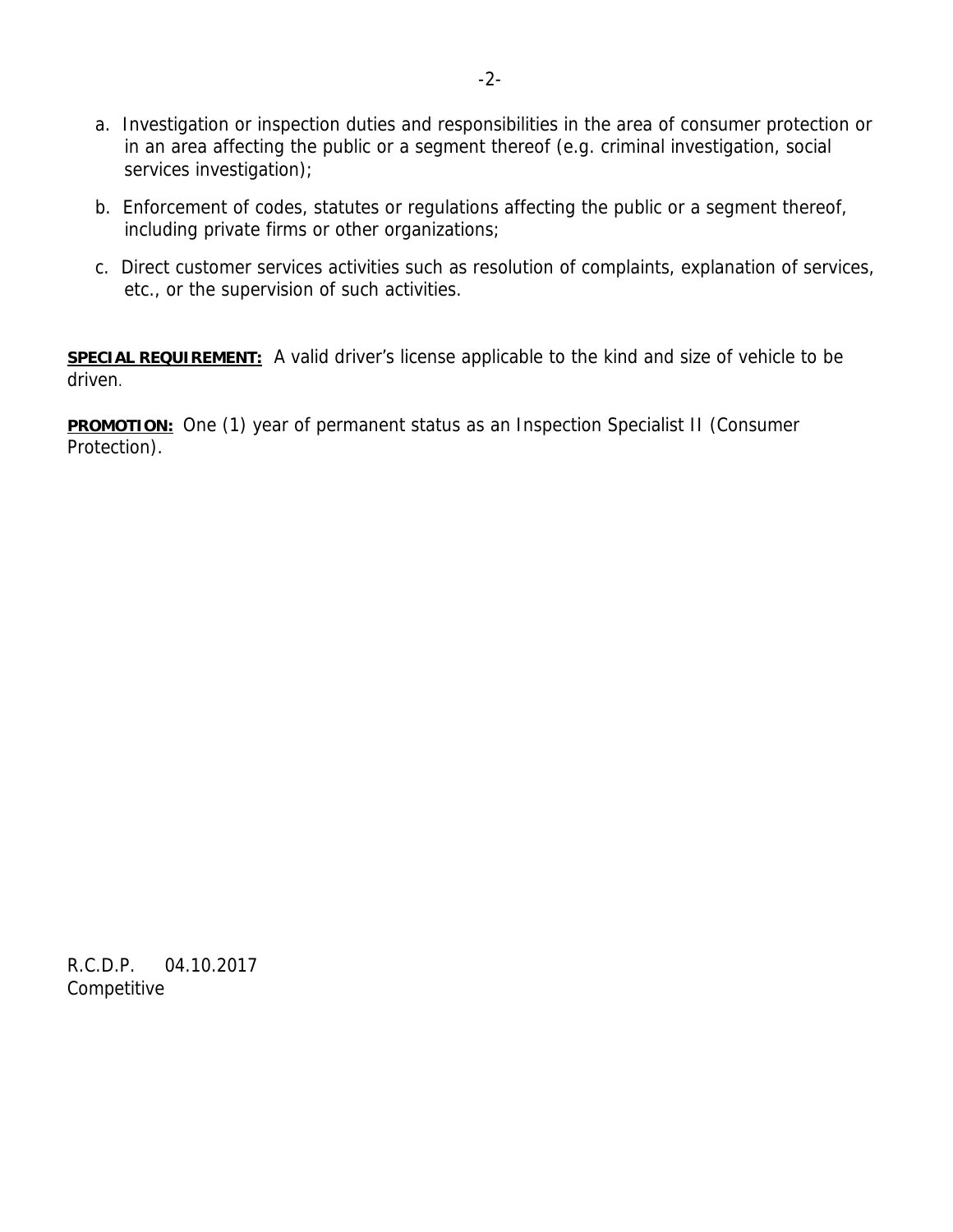a. Investigation or inspection duties and responsibilities in the area of consumer protection or in an area affecting the public or a segment thereof (e.g. criminal investigation, social services investigation);

b. Enforcement of codes, statutes or regulations affecting the public or a segment thereof, including private firms or other organizations;

c. Direct customer services activities such as resolution of complaints, explanation of services, etc., or the supervision of such activities.

**SPECIAL REQUIREMENT:** A valid driver's license applicable to the kind and size of vehicle to be driven.

**PROMOTION:** One (1) year of permanent status as an Inspection Specialist II (Consumer Protection).

R.C.D.P. 04.10.2017
Competitive